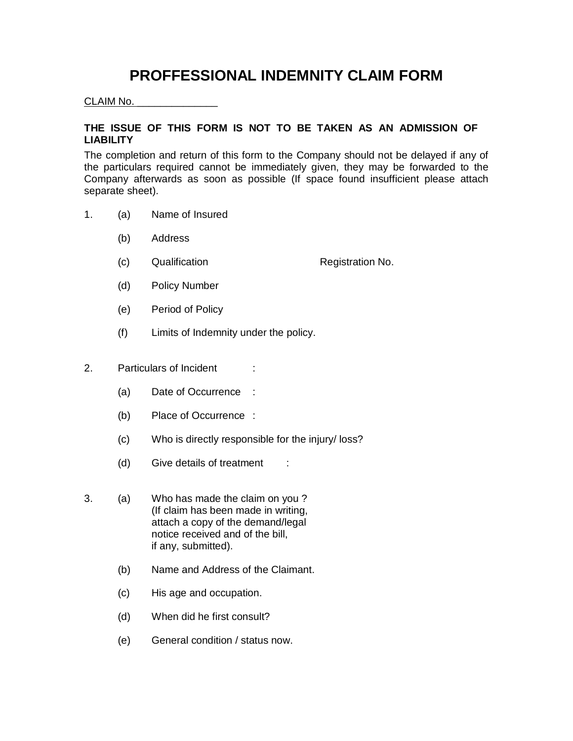# PROFFESSIONAL INDEMNITY CLAIM FORM

CLAIM No. ______________

**THE ISSUE OF THIS FORM IS NOT TO BE TAKEN AS AN ADMISSION OF LIABILITY**

The completion and return of this form to the Company should not be delayed if any of the particulars required cannot be immediately given, they may be forwarded to the Company afterwards as soon as possible (If space found insufficient please attach separate sheet).

1. (a) Name of Insured

   (b) Address

   (c) Qualification Registration No.

   (d) Policy Number

   (e) Period of Policy

   (f) Limits of Indemnity under the policy.

2. Particulars of Incident :

   (a) Date of Occurrence :

   (b) Place of Occurrence :

   (c) Who is directly responsible for the injury/ loss?

   (d) Give details of treatment :

3. (a) Who has made the claim on you ? (If claim has been made in writing, attach a copy of the demand/legal notice received and of the bill, if any, submitted).

   (b) Name and Address of the Claimant.

   (c) His age and occupation.

   (d) When did he first consult?

   (e) General condition / status now.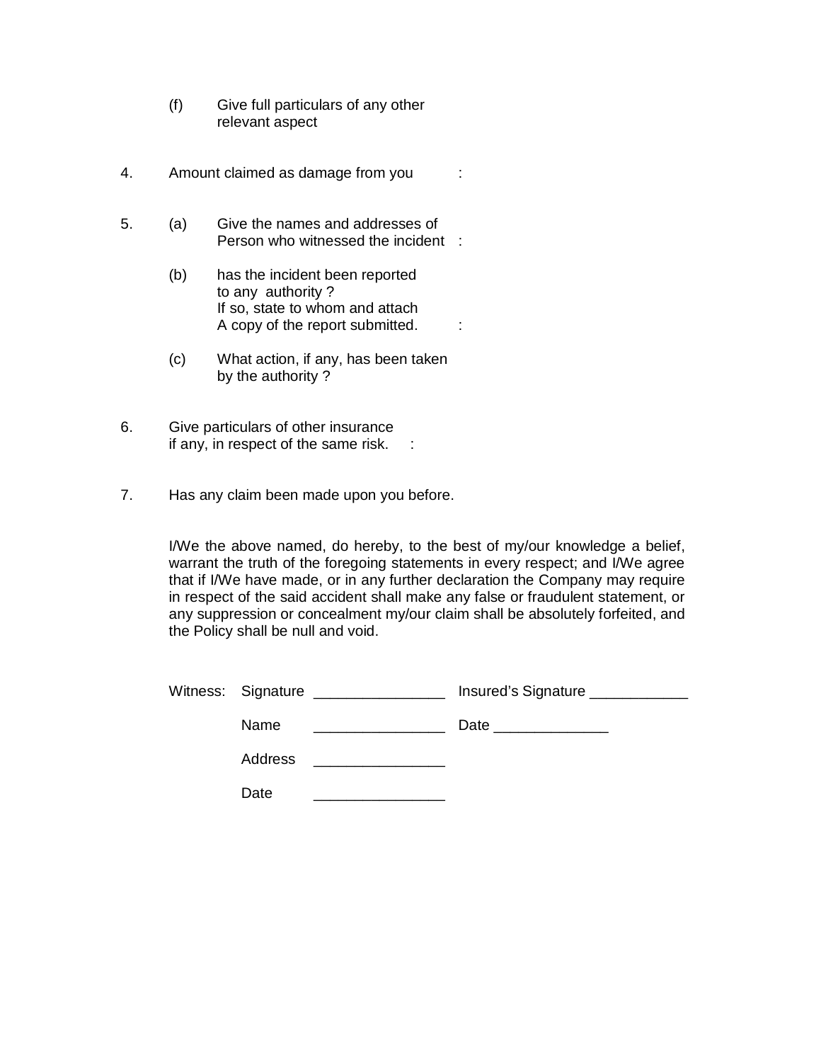(f) Give full particulars of any other relevant aspect

4. Amount claimed as damage from you :

5. (a) Give the names and addresses of Person who witnessed the incident :

   (b) has the incident been reported to any authority ? If so, state to whom and attach A copy of the report submitted. :

   (c) What action, if any, has been taken by the authority ?

6. Give particulars of other insurance if any, in respect of the same risk. :

7. Has any claim been made upon you before.

I/We the above named, do hereby, to the best of my/our knowledge a belief, warrant the truth of the foregoing statements in every respect; and I/We agree that if I/We have made, or in any further declaration the Company may require in respect of the said accident shall make any false or fraudulent statement, or any suppression or concealment my/our claim shall be absolutely forfeited, and the Policy shall be null and void.

Witness: Signature ________________ Insured's Signature ____________

Name ________________ Date ______________

Address ________________

Date ________________